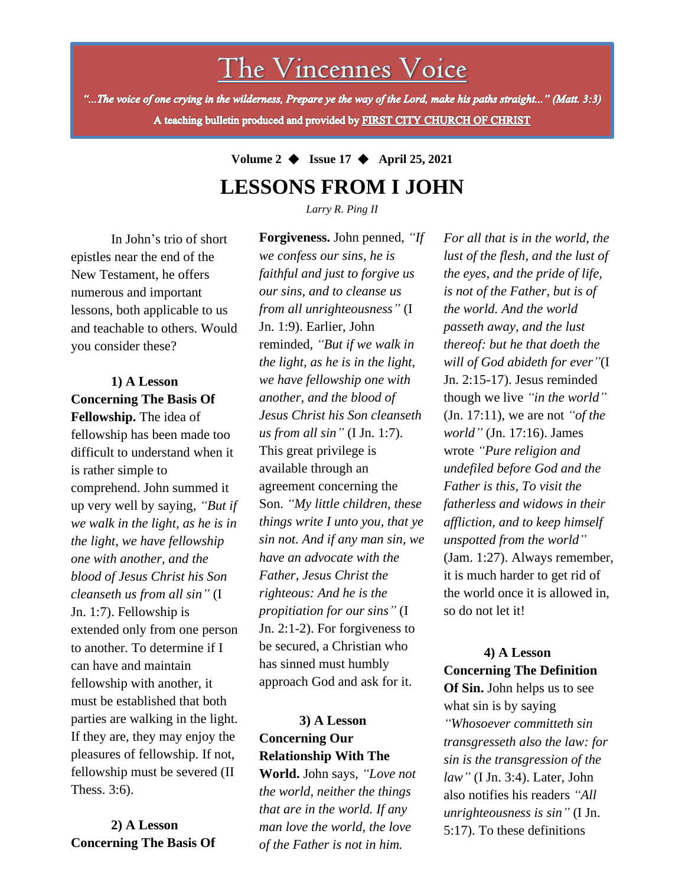# The Vincennes Voice

*"...The voice of one crying in the wilderness, Prepare ye the way of the Lord, make his paths straight..." (Matt. 3:3)*

**A teaching bulletin produced and provided by FIRST CITY CHURCH OF CHRIST**

**Volume 2 ◆ Issue 17 ◆ April 25, 2021**

## LESSONS FROM I JOHN

*Larry R. Ping II*

In John's trio of short epistles near the end of the New Testament, he offers numerous and important lessons, both applicable to us and teachable to others. Would you consider these?

**1) A Lesson Concerning The Basis Of Fellowship.** The idea of fellowship has been made too difficult to understand when it is rather simple to comprehend. John summed it up very well by saying, *"But if we walk in the light, as he is in the light, we have fellowship one with another, and the blood of Jesus Christ his Son cleanseth us from all sin"* (I Jn. 1:7). Fellowship is extended only from one person to another. To determine if I can have and maintain fellowship with another, it must be established that both parties are walking in the light. If they are, they may enjoy the pleasures of fellowship. If not, fellowship must be severed (II Thess. 3:6).

**2) A Lesson Concerning The Basis Of Forgiveness.** John penned, *"If we confess our sins, he is faithful and just to forgive us our sins, and to cleanse us from all unrighteousness"* (I Jn. 1:9). Earlier, John reminded, *"But if we walk in the light, as he is in the light, we have fellowship one with another, and the blood of Jesus Christ his Son cleanseth us from all sin"* (I Jn. 1:7). This great privilege is available through an agreement concerning the Son. *"My little children, these things write I unto you, that ye sin not. And if any man sin, we have an advocate with the Father, Jesus Christ the righteous: And he is the propitiation for our sins"* (I Jn. 2:1-2). For forgiveness to be secured, a Christian who has sinned must humbly approach God and ask for it.

**3) A Lesson Concerning Our Relationship With The World.** John says, *"Love not the world, neither the things that are in the world. If any man love the world, the love of the Father is not in him. For all that is in the world, the lust of the flesh, and the lust of the eyes, and the pride of life, is not of the Father, but is of the world. And the world passeth away, and the lust thereof: but he that doeth the will of God abideth for ever"*(I Jn. 2:15-17). Jesus reminded though we live *"in the world"* (Jn. 17:11), we are not *"of the world"* (Jn. 17:16). James wrote *"Pure religion and undefiled before God and the Father is this, To visit the fatherless and widows in their affliction, and to keep himself unspotted from the world"* (Jam. 1:27). Always remember, it is much harder to get rid of the world once it is allowed in, so do not let it!

**4) A Lesson Concerning The Definition Of Sin.** John helps us to see what sin is by saying *"Whosoever committeth sin transgresseth also the law: for sin is the transgression of the law"* (I Jn. 3:4). Later, John also notifies his readers *"All unrighteousness is sin"* (I Jn. 5:17). To these definitions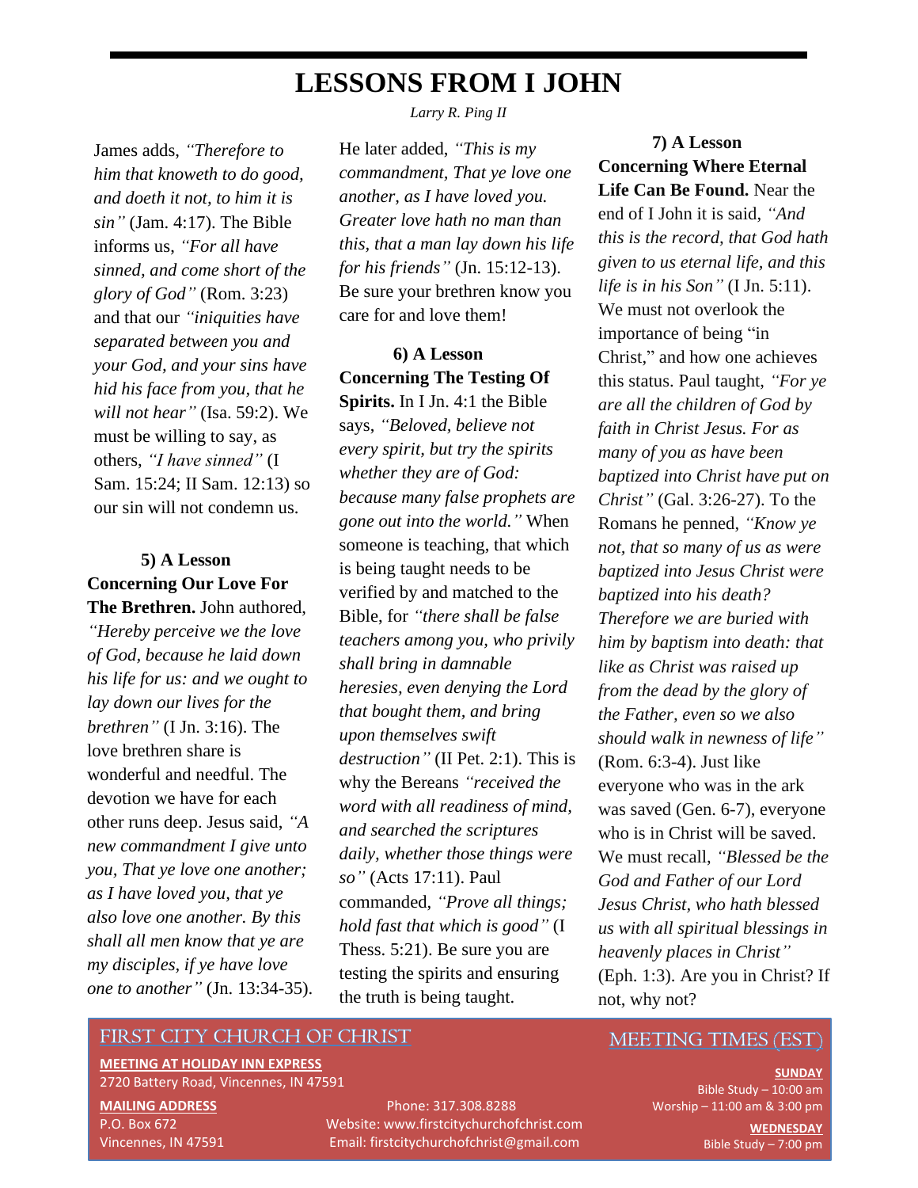# LESSONS FROM I JOHN

*Larry R. Ping II*

James adds, *"Therefore to him that knoweth to do good, and doeth it not, to him it is sin"* (Jam. 4:17). The Bible informs us, *"For all have sinned, and come short of the glory of God"* (Rom. 3:23) and that our *"iniquities have separated between you and your God, and your sins have hid his face from you, that he will not hear"* (Isa. 59:2). We must be willing to say, as others, *"I have sinned"* (I Sam. 15:24; II Sam. 12:13) so our sin will not condemn us.

**5) A Lesson Concerning Our Love For The Brethren.** John authored, *"Hereby perceive we the love of God, because he laid down his life for us: and we ought to lay down our lives for the brethren"* (I Jn. 3:16). The love brethren share is wonderful and needful. The devotion we have for each other runs deep. Jesus said, *"A new commandment I give unto you, That ye love one another; as I have loved you, that ye also love one another. By this shall all men know that ye are my disciples, if ye have love one to another"* (Jn. 13:34-35). He later added, *"This is my commandment, That ye love one another, as I have loved you. Greater love hath no man than this, that a man lay down his life for his friends"* (Jn. 15:12-13). Be sure your brethren know you care for and love them!

**6) A Lesson Concerning The Testing Of Spirits.** In I Jn. 4:1 the Bible says, *"Beloved, believe not every spirit, but try the spirits whether they are of God: because many false prophets are gone out into the world."* When someone is teaching, that which is being taught needs to be verified by and matched to the Bible, for *"there shall be false teachers among you, who privily shall bring in damnable heresies, even denying the Lord that bought them, and bring upon themselves swift destruction"* (II Pet. 2:1). This is why the Bereans *"received the word with all readiness of mind, and searched the scriptures daily, whether those things were so"* (Acts 17:11). Paul commanded, *"Prove all things; hold fast that which is good"* (I Thess. 5:21). Be sure you are testing the spirits and ensuring the truth is being taught.

**7) A Lesson Concerning Where Eternal Life Can Be Found.** Near the end of I John it is said, *"And this is the record, that God hath given to us eternal life, and this life is in his Son"* (I Jn. 5:11). We must not overlook the importance of being "in Christ," and how one achieves this status. Paul taught, *"For ye are all the children of God by faith in Christ Jesus. For as many of you as have been baptized into Christ have put on Christ"* (Gal. 3:26-27). To the Romans he penned, *"Know ye not, that so many of us as were baptized into Jesus Christ were baptized into his death? Therefore we are buried with him by baptism into death: that like as Christ was raised up from the dead by the glory of the Father, even so we also should walk in newness of life"* (Rom. 6:3-4). Just like everyone who was in the ark was saved (Gen. 6-7), everyone who is in Christ will be saved. We must recall, *"Blessed be the God and Father of our Lord Jesus Christ, who hath blessed us with all spiritual blessings in heavenly places in Christ"* (Eph. 1:3). Are you in Christ? If not, why not?

## FIRST CITY CHURCH OF CHRIST

**MEETING AT HOLIDAY INN EXPRESS**
2720 Battery Road, Vincennes, IN 47591

**MAILING ADDRESS**
P.O. Box 672
Vincennes, IN 47591

Phone: 317.308.8288
Website: www.firstcitychurchofchrist.com
Email: firstcitychurchofchrist@gmail.com

## MEETING TIMES (EST)

**SUNDAY**
Bible Study – 10:00 am
Worship – 11:00 am & 3:00 pm

**WEDNESDAY**
Bible Study – 7:00 pm